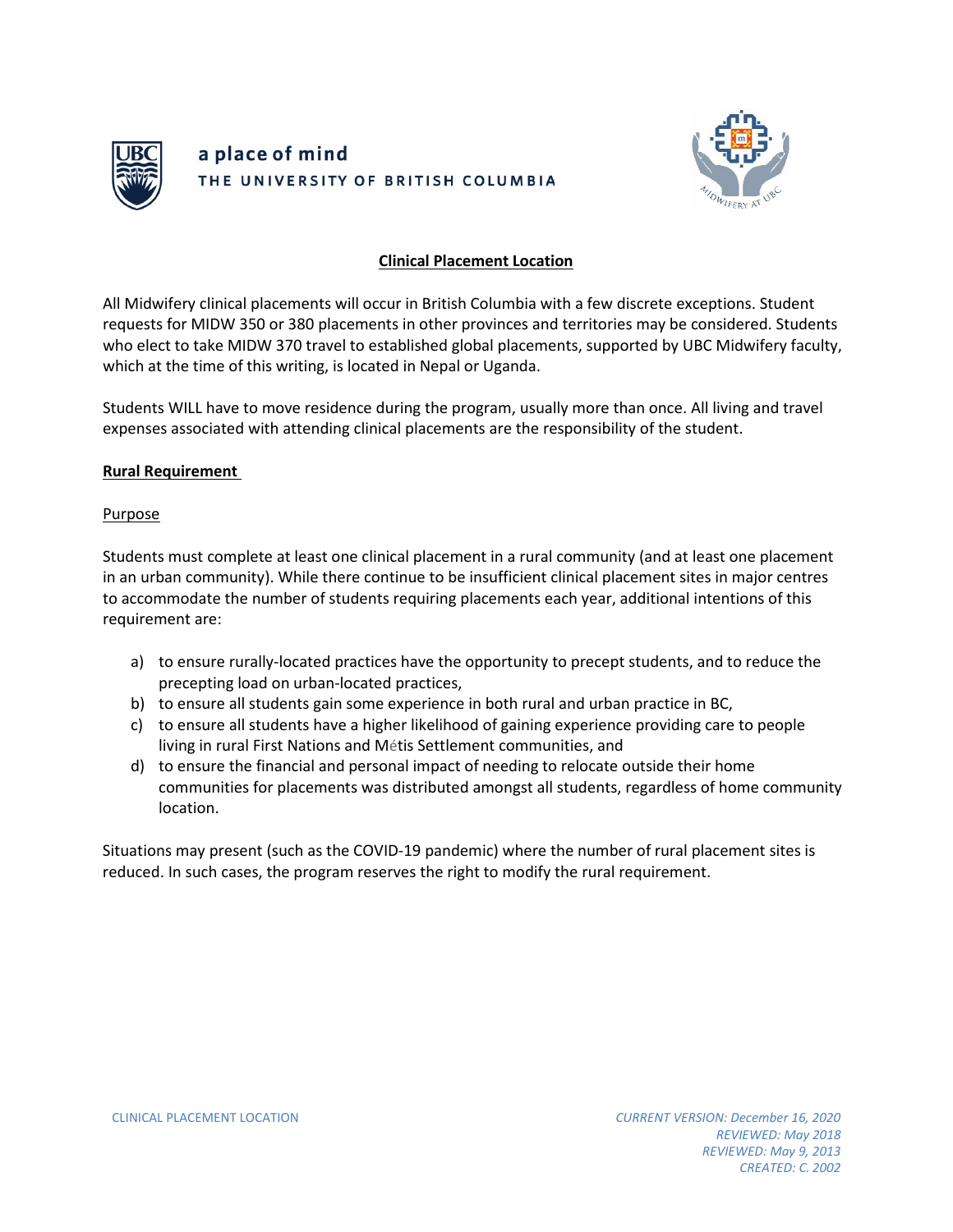a place of mind

THE UNIVERSITY OF BRITISH COLUMBIA

# Clinical Placement Location

All Midwifery clinical placements will occur in British Columbia with a few discrete exceptions. Student requests for MIDW 350 or 380 placements in other provinces and territories may be considered. Students who elect to take MIDW 370 travel to established global placements, supported by UBC Midwifery faculty, which at the time of this writing, is located in Nepal or Uganda.

Students WILL have to move residence during the program, usually more than once. All living and travel expenses associated with attending clinical placements are the responsibility of the student.

## Rural Requirement

### Purpose

Students must complete at least one clinical placement in a rural community (and at least one placement in an urban community). While there continue to be insufficient clinical placement sites in major centres to accommodate the number of students requiring placements each year, additional intentions of this requirement are:

a) to ensure rurally-located practices have the opportunity to precept students, and to reduce the precepting load on urban-located practices,
b) to ensure all students gain some experience in both rural and urban practice in BC,
c) to ensure all students have a higher likelihood of gaining experience providing care to people living in rural First Nations and Métis Settlement communities, and
d) to ensure the financial and personal impact of needing to relocate outside their home communities for placements was distributed amongst all students, regardless of home community location.

Situations may present (such as the COVID-19 pandemic) where the number of rural placement sites is reduced. In such cases, the program reserves the right to modify the rural requirement.

*CURRENT VERSION: December 16, 2020*
*REVIEWED: May 2018*
*REVIEWED: May 9, 2013*
*CREATED: C. 2002*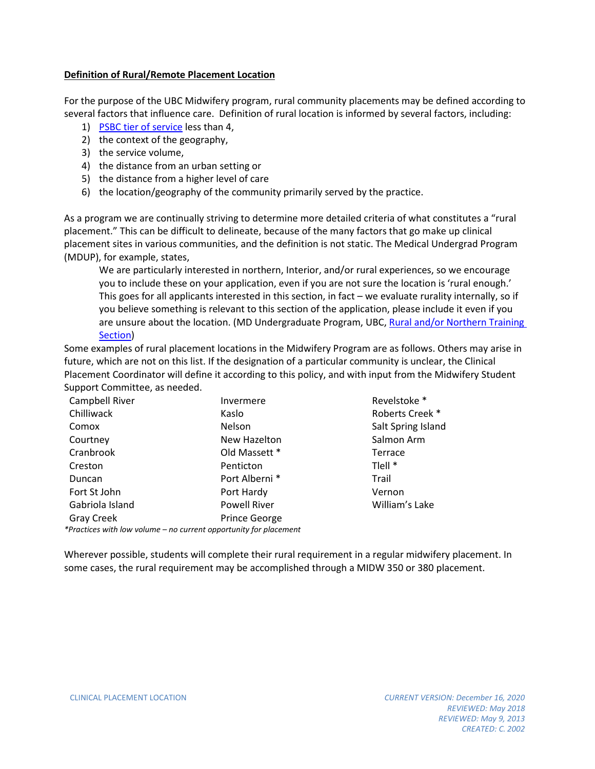**Definition of Rural/Remote Placement Location**

For the purpose of the UBC Midwifery program, rural community placements may be defined according to several factors that influence care. Definition of rural location is informed by several factors, including:

1) PSBC tier of service less than 4,
2) the context of the geography,
3) the service volume,
4) the distance from an urban setting or
5) the distance from a higher level of care
6) the location/geography of the community primarily served by the practice.

As a program we are continually striving to determine more detailed criteria of what constitutes a "rural placement." This can be difficult to delineate, because of the many factors that go make up clinical placement sites in various communities, and the definition is not static. The Medical Undergrad Program (MDUP), for example, states,

> We are particularly interested in northern, Interior, and/or rural experiences, so we encourage you to include these on your application, even if you are not sure the location is 'rural enough.' This goes for all applicants interested in this section, in fact – we evaluate rurality internally, so if you believe something is relevant to this section of the application, please include it even if you are unsure about the location. (MD Undergraduate Program, UBC, Rural and/or Northern Training Section)

Some examples of rural placement locations in the Midwifery Program are as follows. Others may arise in future, which are not on this list. If the designation of a particular community is unclear, the Clinical Placement Coordinator will define it according to this policy, and with input from the Midwifery Student Support Committee, as needed.

| | | |
|---|---|---|
| Campbell River | Invermere | Revelstoke * |
| Chilliwack | Kaslo | Roberts Creek * |
| Comox | Nelson | Salt Spring Island |
| Courtney | New Hazelton | Salmon Arm |
| Cranbrook | Old Massett * | Terrace |
| Creston | Penticton | Tlell * |
| Duncan | Port Alberni * | Trail |
| Fort St John | Port Hardy | Vernon |
| Gabriola Island | Powell River | William's Lake |
| Gray Creek | Prince George | |

*\*Practices with low volume – no current opportunity for placement*

Wherever possible, students will complete their rural requirement in a regular midwifery placement. In some cases, the rural requirement may be accomplished through a MIDW 350 or 380 placement.

CLINICAL PLACEMENT LOCATION

*CURRENT VERSION: December 16, 2020*
*REVIEWED: May 2018*
*REVIEWED: May 9, 2013*
*CREATED: C. 2002*